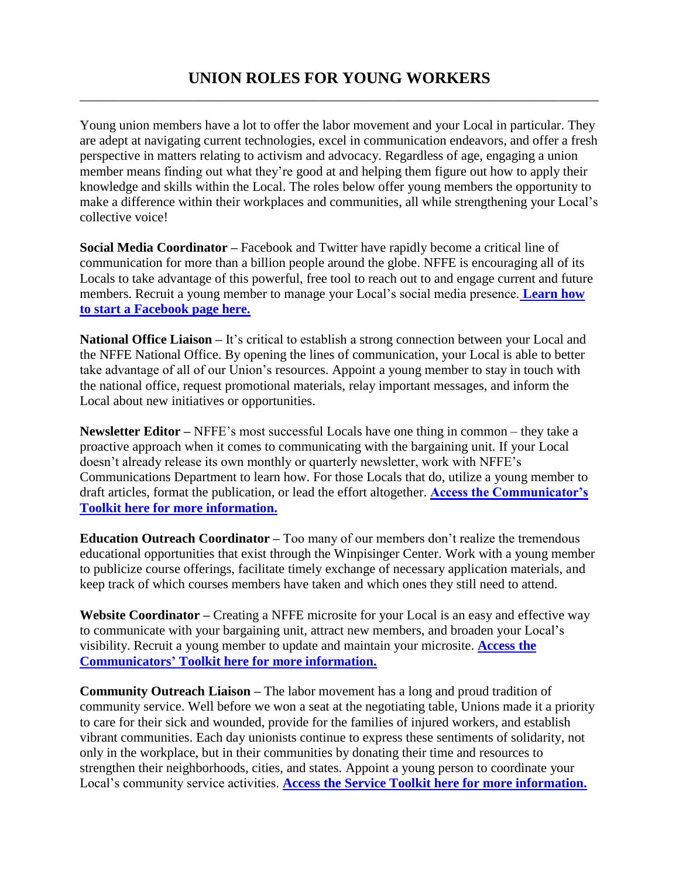# UNION ROLES FOR YOUNG WORKERS

Young union members have a lot to offer the labor movement and your Local in particular. They are adept at navigating current technologies, excel in communication endeavors, and offer a fresh perspective in matters relating to activism and advocacy. Regardless of age, engaging a union member means finding out what they're good at and helping them figure out how to apply their knowledge and skills within the Local. The roles below offer young members the opportunity to make a difference within their workplaces and communities, all while strengthening your Local's collective voice!

**Social Media Coordinator –** Facebook and Twitter have rapidly become a critical line of communication for more than a billion people around the globe. NFFE is encouraging all of its Locals to take advantage of this powerful, free tool to reach out to and engage current and future members. Recruit a young member to manage your Local's social media presence. **Learn how to start a Facebook page here.**

**National Office Liaison –** It's critical to establish a strong connection between your Local and the NFFE National Office. By opening the lines of communication, your Local is able to better take advantage of all of our Union's resources. Appoint a young member to stay in touch with the national office, request promotional materials, relay important messages, and inform the Local about new initiatives or opportunities.

**Newsletter Editor –** NFFE's most successful Locals have one thing in common – they take a proactive approach when it comes to communicating with the bargaining unit. If your Local doesn't already release its own monthly or quarterly newsletter, work with NFFE's Communications Department to learn how. For those Locals that do, utilize a young member to draft articles, format the publication, or lead the effort altogether. **Access the Communicator's Toolkit here for more information.**

**Education Outreach Coordinator –** Too many of our members don't realize the tremendous educational opportunities that exist through the Winpisinger Center. Work with a young member to publicize course offerings, facilitate timely exchange of necessary application materials, and keep track of which courses members have taken and which ones they still need to attend.

**Website Coordinator –** Creating a NFFE microsite for your Local is an easy and effective way to communicate with your bargaining unit, attract new members, and broaden your Local's visibility. Recruit a young member to update and maintain your microsite. **Access the Communicators' Toolkit here for more information.**

**Community Outreach Liaison –** The labor movement has a long and proud tradition of community service. Well before we won a seat at the negotiating table, Unions made it a priority to care for their sick and wounded, provide for the families of injured workers, and establish vibrant communities. Each day unionists continue to express these sentiments of solidarity, not only in the workplace, but in their communities by donating their time and resources to strengthen their neighborhoods, cities, and states. Appoint a young person to coordinate your Local's community service activities. **Access the Service Toolkit here for more information.**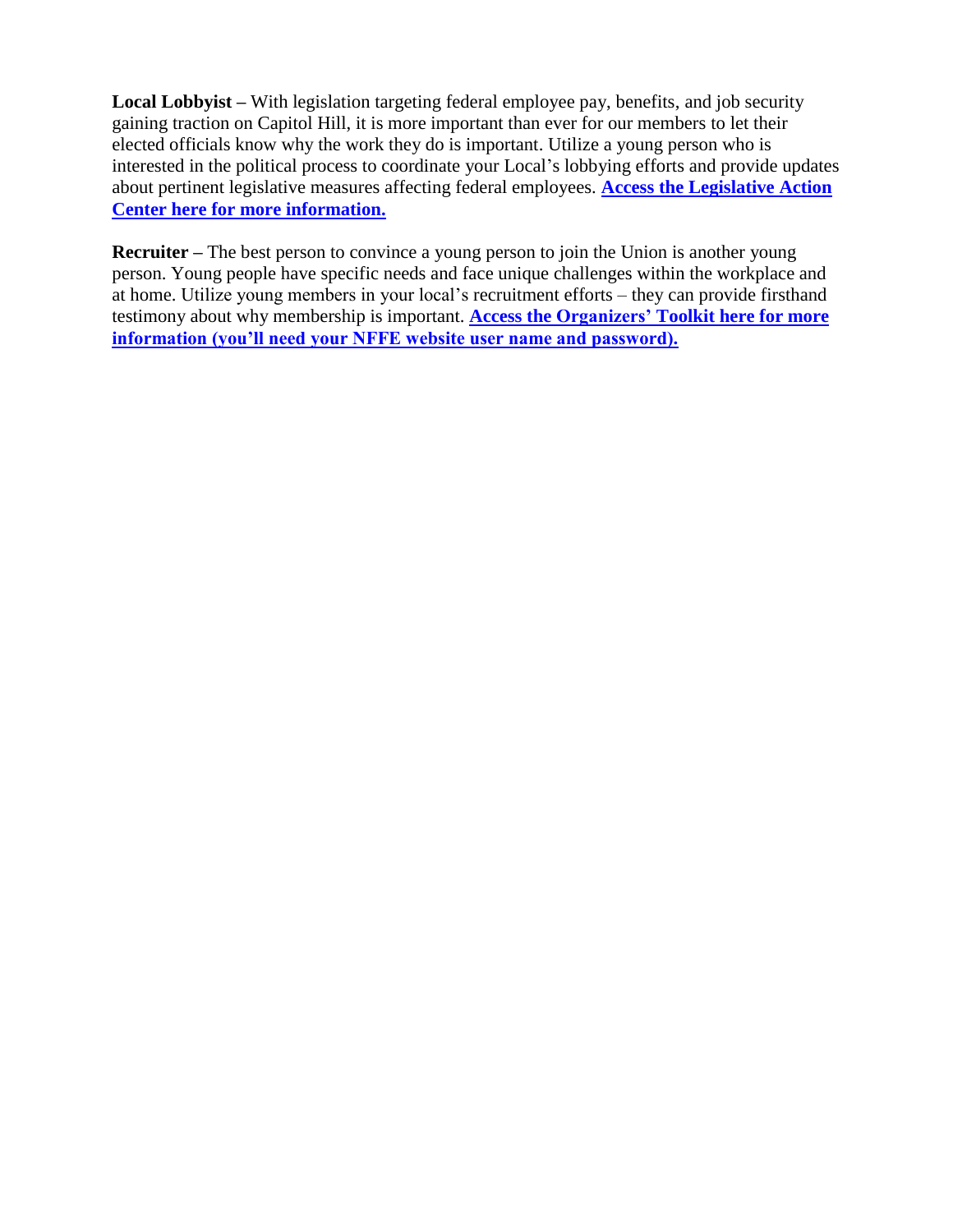**Local Lobbyist** – With legislation targeting federal employee pay, benefits, and job security gaining traction on Capitol Hill, it is more important than ever for our members to let their elected officials know why the work they do is important. Utilize a young person who is interested in the political process to coordinate your Local's lobbying efforts and provide updates about pertinent legislative measures affecting federal employees. **Access the Legislative Action Center here for more information.**

**Recruiter** – The best person to convince a young person to join the Union is another young person. Young people have specific needs and face unique challenges within the workplace and at home. Utilize young members in your local's recruitment efforts – they can provide firsthand testimony about why membership is important. **Access the Organizers' Toolkit here for more information (you'll need your NFFE website user name and password).**